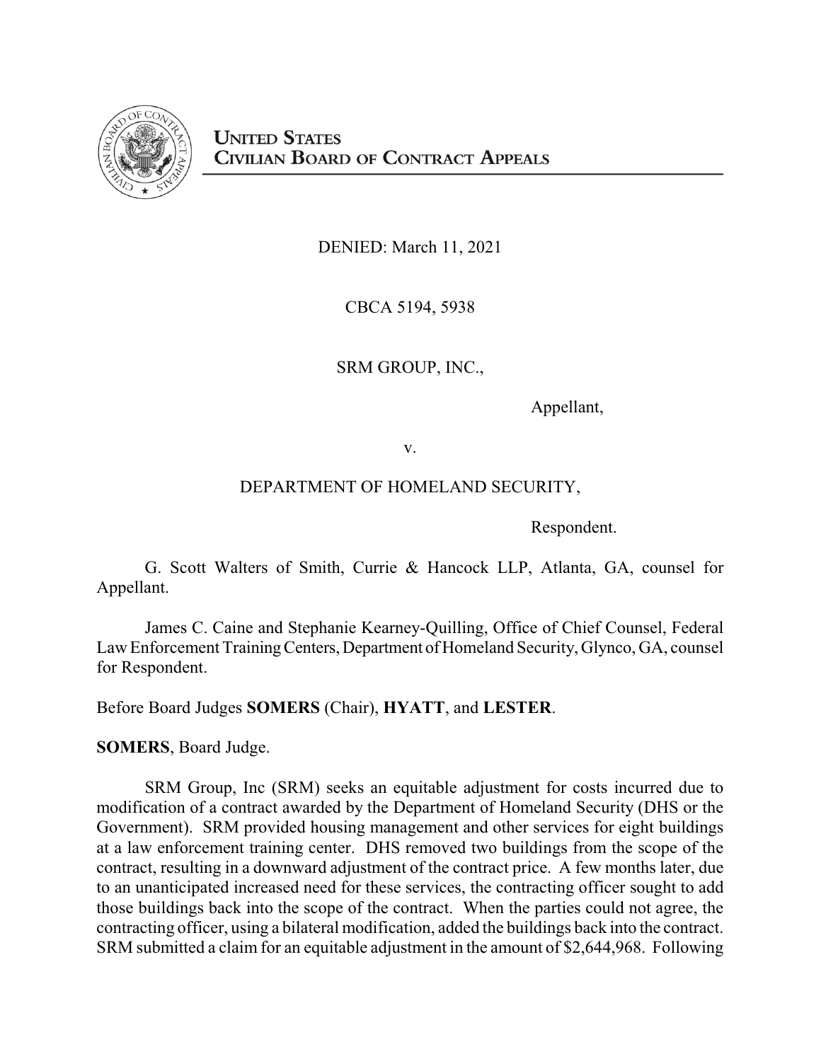# UNITED STATES CIVILIAN BOARD OF CONTRACT APPEALS

DENIED: March 11, 2021

CBCA 5194, 5938

SRM GROUP, INC.,

Appellant,

v.

DEPARTMENT OF HOMELAND SECURITY,

Respondent.

G. Scott Walters of Smith, Currie & Hancock LLP, Atlanta, GA, counsel for Appellant.

James C. Caine and Stephanie Kearney-Quilling, Office of Chief Counsel, Federal Law Enforcement Training Centers, Department of Homeland Security, Glynco, GA, counsel for Respondent.

Before Board Judges **SOMERS** (Chair), **HYATT**, and **LESTER**.

**SOMERS**, Board Judge.

SRM Group, Inc (SRM) seeks an equitable adjustment for costs incurred due to modification of a contract awarded by the Department of Homeland Security (DHS or the Government). SRM provided housing management and other services for eight buildings at a law enforcement training center. DHS removed two buildings from the scope of the contract, resulting in a downward adjustment of the contract price. A few months later, due to an unanticipated increased need for these services, the contracting officer sought to add those buildings back into the scope of the contract. When the parties could not agree, the contracting officer, using a bilateral modification, added the buildings back into the contract. SRM submitted a claim for an equitable adjustment in the amount of $2,644,968. Following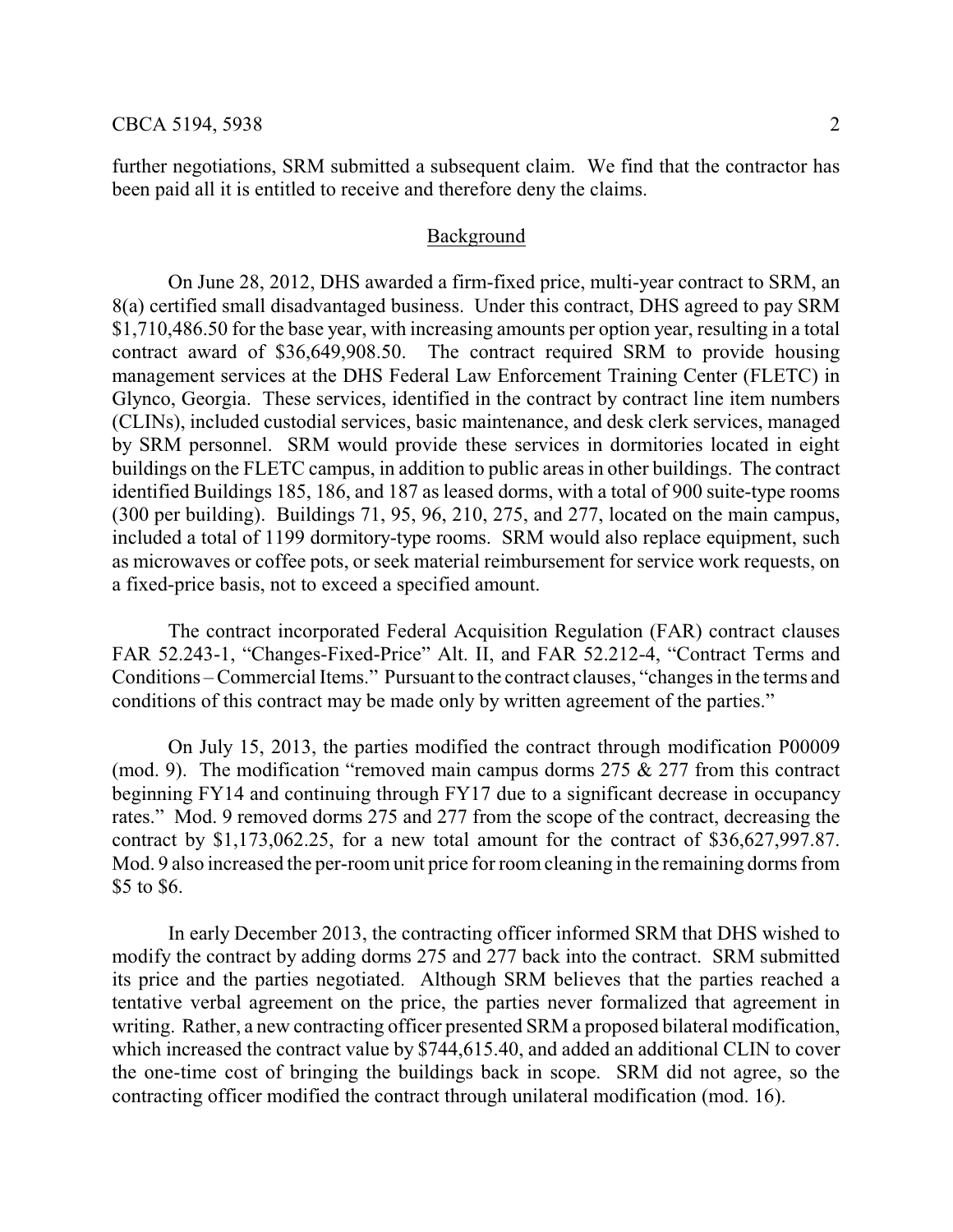further negotiations, SRM submitted a subsequent claim. We find that the contractor has been paid all it is entitled to receive and therefore deny the claims.

## Background

On June 28, 2012, DHS awarded a firm-fixed price, multi-year contract to SRM, an 8(a) certified small disadvantaged business. Under this contract, DHS agreed to pay SRM $1,710,486.50 for the base year, with increasing amounts per option year, resulting in a total contract award of $36,649,908.50. The contract required SRM to provide housing management services at the DHS Federal Law Enforcement Training Center (FLETC) in Glynco, Georgia. These services, identified in the contract by contract line item numbers (CLINs), included custodial services, basic maintenance, and desk clerk services, managed by SRM personnel. SRM would provide these services in dormitories located in eight buildings on the FLETC campus, in addition to public areas in other buildings. The contract identified Buildings 185, 186, and 187 as leased dorms, with a total of 900 suite-type rooms (300 per building). Buildings 71, 95, 96, 210, 275, and 277, located on the main campus, included a total of 1199 dormitory-type rooms. SRM would also replace equipment, such as microwaves or coffee pots, or seek material reimbursement for service work requests, on a fixed-price basis, not to exceed a specified amount.

The contract incorporated Federal Acquisition Regulation (FAR) contract clauses FAR 52.243-1, "Changes-Fixed-Price" Alt. II, and FAR 52.212-4, "Contract Terms and Conditions – Commercial Items." Pursuant to the contract clauses, "changes in the terms and conditions of this contract may be made only by written agreement of the parties."

On July 15, 2013, the parties modified the contract through modification P00009 (mod. 9). The modification "removed main campus dorms 275 & 277 from this contract beginning FY14 and continuing through FY17 due to a significant decrease in occupancy rates." Mod. 9 removed dorms 275 and 277 from the scope of the contract, decreasing the contract by $1,173,062.25, for a new total amount for the contract of $36,627,997.87. Mod. 9 also increased the per-room unit price for room cleaning in the remaining dorms from $5 to $6.

In early December 2013, the contracting officer informed SRM that DHS wished to modify the contract by adding dorms 275 and 277 back into the contract. SRM submitted its price and the parties negotiated. Although SRM believes that the parties reached a tentative verbal agreement on the price, the parties never formalized that agreement in writing. Rather, a new contracting officer presented SRM a proposed bilateral modification, which increased the contract value by $744,615.40, and added an additional CLIN to cover the one-time cost of bringing the buildings back in scope. SRM did not agree, so the contracting officer modified the contract through unilateral modification (mod. 16).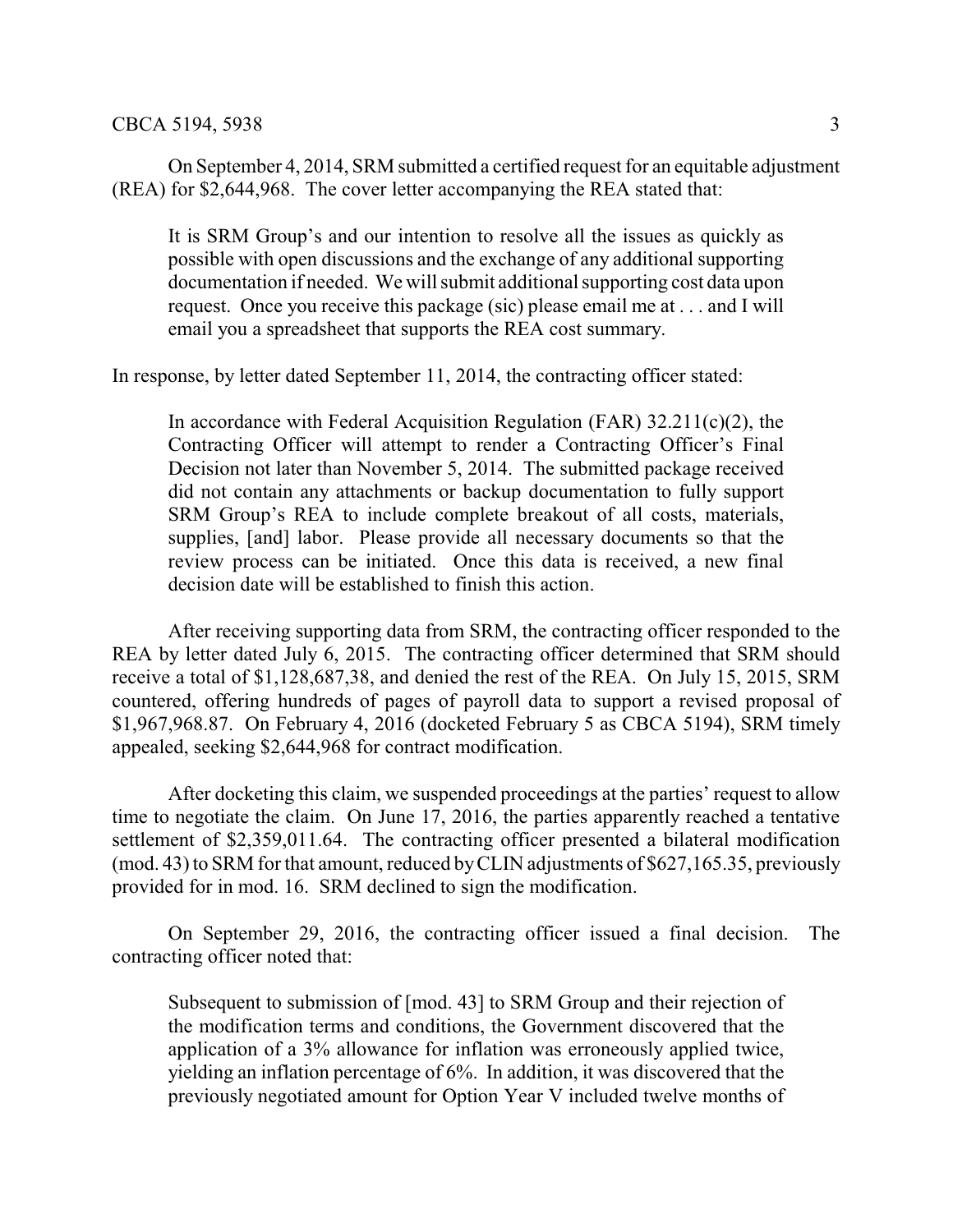On September 4, 2014, SRM submitted a certified request for an equitable adjustment (REA) for $2,644,968. The cover letter accompanying the REA stated that:

> It is SRM Group's and our intention to resolve all the issues as quickly as possible with open discussions and the exchange of any additional supporting documentation if needed. We will submit additional supporting cost data upon request. Once you receive this package (sic) please email me at . . . and I will email you a spreadsheet that supports the REA cost summary.

In response, by letter dated September 11, 2014, the contracting officer stated:

> In accordance with Federal Acquisition Regulation (FAR) 32.211(c)(2), the Contracting Officer will attempt to render a Contracting Officer's Final Decision not later than November 5, 2014. The submitted package received did not contain any attachments or backup documentation to fully support SRM Group's REA to include complete breakout of all costs, materials, supplies, [and] labor. Please provide all necessary documents so that the review process can be initiated. Once this data is received, a new final decision date will be established to finish this action.

After receiving supporting data from SRM, the contracting officer responded to the REA by letter dated July 6, 2015. The contracting officer determined that SRM should receive a total of $1,128,687,38, and denied the rest of the REA. On July 15, 2015, SRM countered, offering hundreds of pages of payroll data to support a revised proposal of $1,967,968.87. On February 4, 2016 (docketed February 5 as CBCA 5194), SRM timely appealed, seeking $2,644,968 for contract modification.

After docketing this claim, we suspended proceedings at the parties' request to allow time to negotiate the claim. On June 17, 2016, the parties apparently reached a tentative settlement of $2,359,011.64. The contracting officer presented a bilateral modification (mod. 43) to SRM for that amount, reduced by CLIN adjustments of $627,165.35, previously provided for in mod. 16. SRM declined to sign the modification.

On September 29, 2016, the contracting officer issued a final decision. The contracting officer noted that:

> Subsequent to submission of [mod. 43] to SRM Group and their rejection of the modification terms and conditions, the Government discovered that the application of a 3% allowance for inflation was erroneously applied twice, yielding an inflation percentage of 6%. In addition, it was discovered that the previously negotiated amount for Option Year V included twelve months of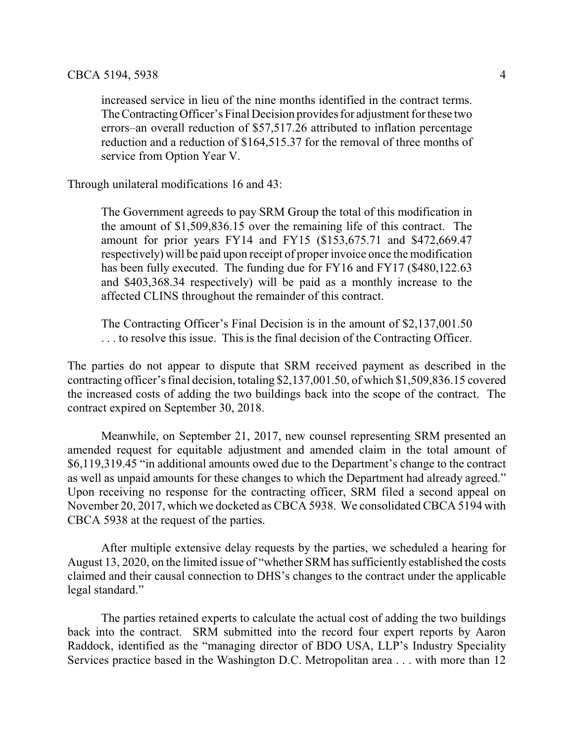> increased service in lieu of the nine months identified in the contract terms. The Contracting Officer's Final Decision provides for adjustment for these two errors–an overall reduction of $57,517.26 attributed to inflation percentage reduction and a reduction of $164,515.37 for the removal of three months of service from Option Year V.

Through unilateral modifications 16 and 43:

> The Government agreeds to pay SRM Group the total of this modification in the amount of $1,509,836.15 over the remaining life of this contract. The amount for prior years FY14 and FY15 ($153,675.71 and $472,669.47 respectively) will be paid upon receipt of proper invoice once the modification has been fully executed. The funding due for FY16 and FY17 ($480,122.63 and $403,368.34 respectively) will be paid as a monthly increase to the affected CLINS throughout the remainder of this contract.
>
> The Contracting Officer's Final Decision is in the amount of $2,137,001.50 . . . to resolve this issue. This is the final decision of the Contracting Officer.

The parties do not appear to dispute that SRM received payment as described in the contracting officer's final decision, totaling $2,137,001.50, of which $1,509,836.15 covered the increased costs of adding the two buildings back into the scope of the contract. The contract expired on September 30, 2018.

Meanwhile, on September 21, 2017, new counsel representing SRM presented an amended request for equitable adjustment and amended claim in the total amount of $6,119,319.45 "in additional amounts owed due to the Department's change to the contract as well as unpaid amounts for these changes to which the Department had already agreed." Upon receiving no response for the contracting officer, SRM filed a second appeal on November 20, 2017, which we docketed as CBCA 5938. We consolidated CBCA 5194 with CBCA 5938 at the request of the parties.

After multiple extensive delay requests by the parties, we scheduled a hearing for August 13, 2020, on the limited issue of "whether SRM has sufficiently established the costs claimed and their causal connection to DHS's changes to the contract under the applicable legal standard."

The parties retained experts to calculate the actual cost of adding the two buildings back into the contract. SRM submitted into the record four expert reports by Aaron Raddock, identified as the "managing director of BDO USA, LLP's Industry Speciality Services practice based in the Washington D.C. Metropolitan area . . . with more than 12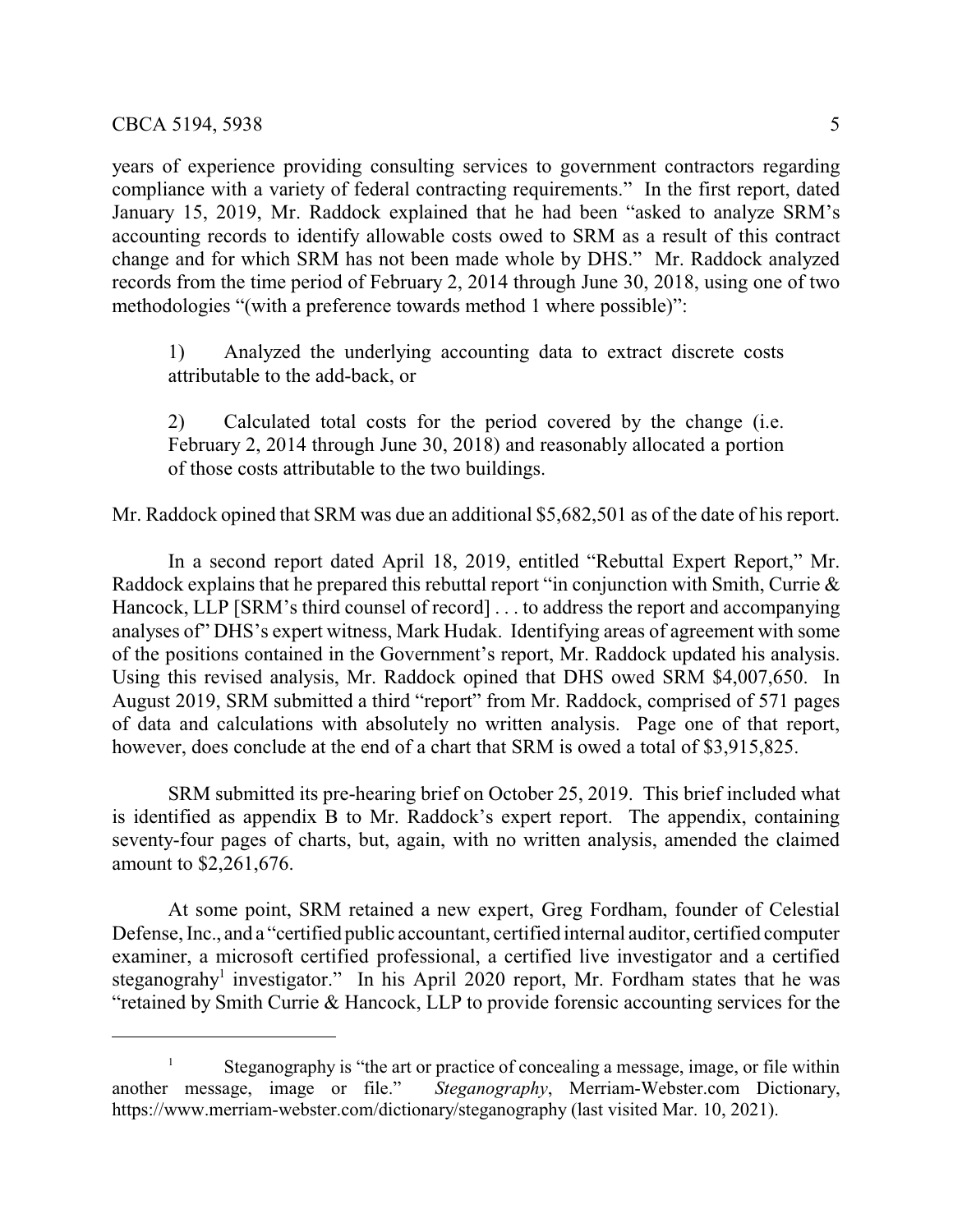years of experience providing consulting services to government contractors regarding compliance with a variety of federal contracting requirements." In the first report, dated January 15, 2019, Mr. Raddock explained that he had been "asked to analyze SRM's accounting records to identify allowable costs owed to SRM as a result of this contract change and for which SRM has not been made whole by DHS." Mr. Raddock analyzed records from the time period of February 2, 2014 through June 30, 2018, using one of two methodologies "(with a preference towards method 1 where possible)":

> 1) Analyzed the underlying accounting data to extract discrete costs attributable to the add-back, or
>
> 2) Calculated total costs for the period covered by the change (i.e. February 2, 2014 through June 30, 2018) and reasonably allocated a portion of those costs attributable to the two buildings.

Mr. Raddock opined that SRM was due an additional $5,682,501 as of the date of his report.

In a second report dated April 18, 2019, entitled "Rebuttal Expert Report," Mr. Raddock explains that he prepared this rebuttal report "in conjunction with Smith, Currie & Hancock, LLP [SRM's third counsel of record] . . . to address the report and accompanying analyses of" DHS's expert witness, Mark Hudak. Identifying areas of agreement with some of the positions contained in the Government's report, Mr. Raddock updated his analysis. Using this revised analysis, Mr. Raddock opined that DHS owed SRM $4,007,650. In August 2019, SRM submitted a third "report" from Mr. Raddock, comprised of 571 pages of data and calculations with absolutely no written analysis. Page one of that report, however, does conclude at the end of a chart that SRM is owed a total of $3,915,825.

SRM submitted its pre-hearing brief on October 25, 2019. This brief included what is identified as appendix B to Mr. Raddock's expert report. The appendix, containing seventy-four pages of charts, but, again, with no written analysis, amended the claimed amount to $2,261,676.

At some point, SRM retained a new expert, Greg Fordham, founder of Celestial Defense, Inc., and a "certified public accountant, certified internal auditor, certified computer examiner, a microsoft certified professional, a certified live investigator and a certified steganograhy[1] investigator." In his April 2020 report, Mr. Fordham states that he was "retained by Smith Currie & Hancock, LLP to provide forensic accounting services for the

---

[1] Steganography is "the art or practice of concealing a message, image, or file within another message, image or file." *Steganography*, Merriam-Webster.com Dictionary, https://www.merriam-webster.com/dictionary/steganography (last visited Mar. 10, 2021).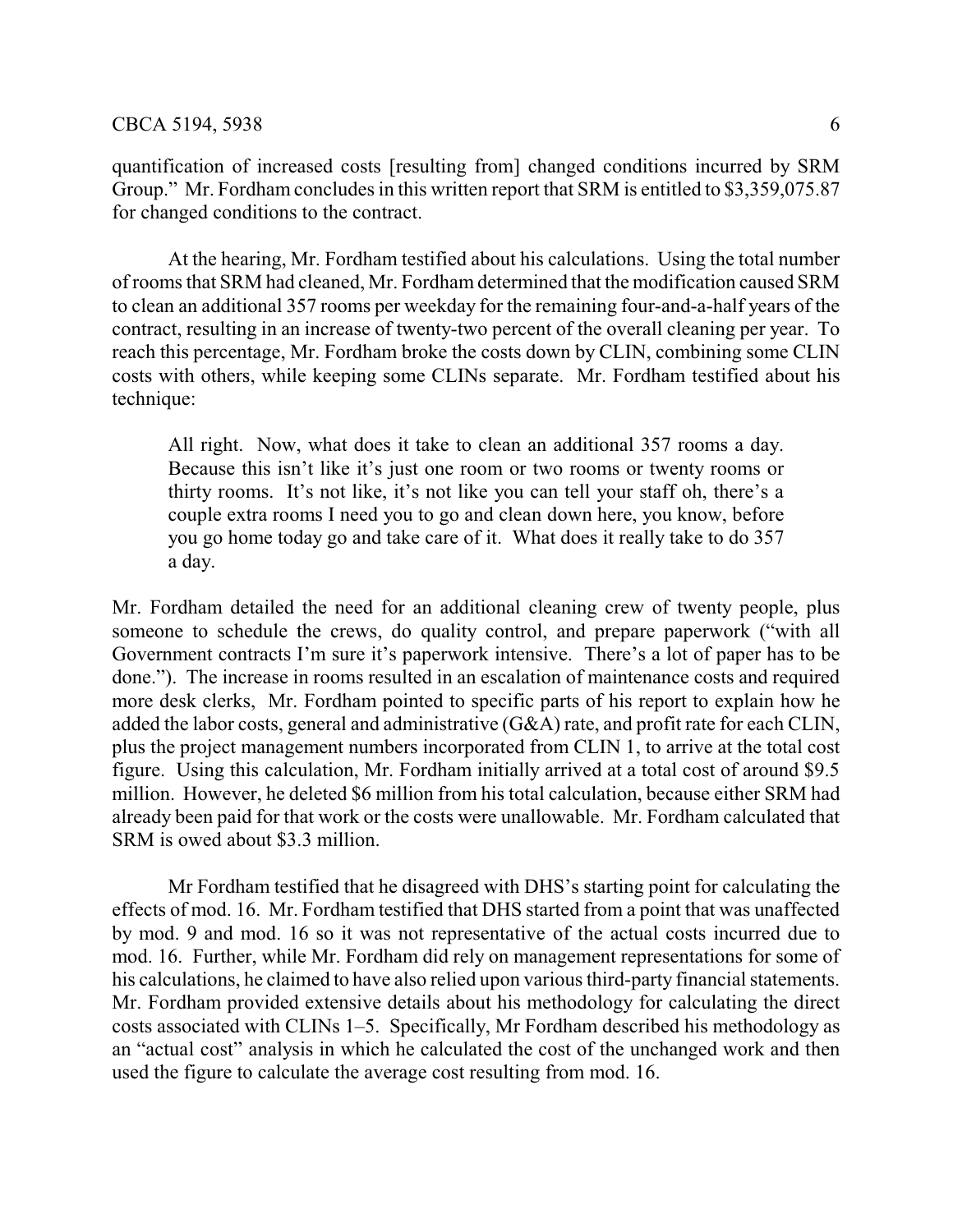quantification of increased costs [resulting from] changed conditions incurred by SRM Group." Mr. Fordham concludes in this written report that SRM is entitled to $3,359,075.87 for changed conditions to the contract.

At the hearing, Mr. Fordham testified about his calculations. Using the total number of rooms that SRM had cleaned, Mr. Fordham determined that the modification caused SRM to clean an additional 357 rooms per weekday for the remaining four-and-a-half years of the contract, resulting in an increase of twenty-two percent of the overall cleaning per year. To reach this percentage, Mr. Fordham broke the costs down by CLIN, combining some CLIN costs with others, while keeping some CLINs separate. Mr. Fordham testified about his technique:

> All right. Now, what does it take to clean an additional 357 rooms a day. Because this isn't like it's just one room or two rooms or twenty rooms or thirty rooms. It's not like, it's not like you can tell your staff oh, there's a couple extra rooms I need you to go and clean down here, you know, before you go home today go and take care of it. What does it really take to do 357 a day.

Mr. Fordham detailed the need for an additional cleaning crew of twenty people, plus someone to schedule the crews, do quality control, and prepare paperwork ("with all Government contracts I'm sure it's paperwork intensive. There's a lot of paper has to be done."). The increase in rooms resulted in an escalation of maintenance costs and required more desk clerks, Mr. Fordham pointed to specific parts of his report to explain how he added the labor costs, general and administrative (G&A) rate, and profit rate for each CLIN, plus the project management numbers incorporated from CLIN 1, to arrive at the total cost figure. Using this calculation, Mr. Fordham initially arrived at a total cost of around $9.5 million. However, he deleted $6 million from his total calculation, because either SRM had already been paid for that work or the costs were unallowable. Mr. Fordham calculated that SRM is owed about $3.3 million.

Mr Fordham testified that he disagreed with DHS's starting point for calculating the effects of mod. 16. Mr. Fordham testified that DHS started from a point that was unaffected by mod. 9 and mod. 16 so it was not representative of the actual costs incurred due to mod. 16. Further, while Mr. Fordham did rely on management representations for some of his calculations, he claimed to have also relied upon various third-party financial statements. Mr. Fordham provided extensive details about his methodology for calculating the direct costs associated with CLINs 1–5. Specifically, Mr Fordham described his methodology as an "actual cost" analysis in which he calculated the cost of the unchanged work and then used the figure to calculate the average cost resulting from mod. 16.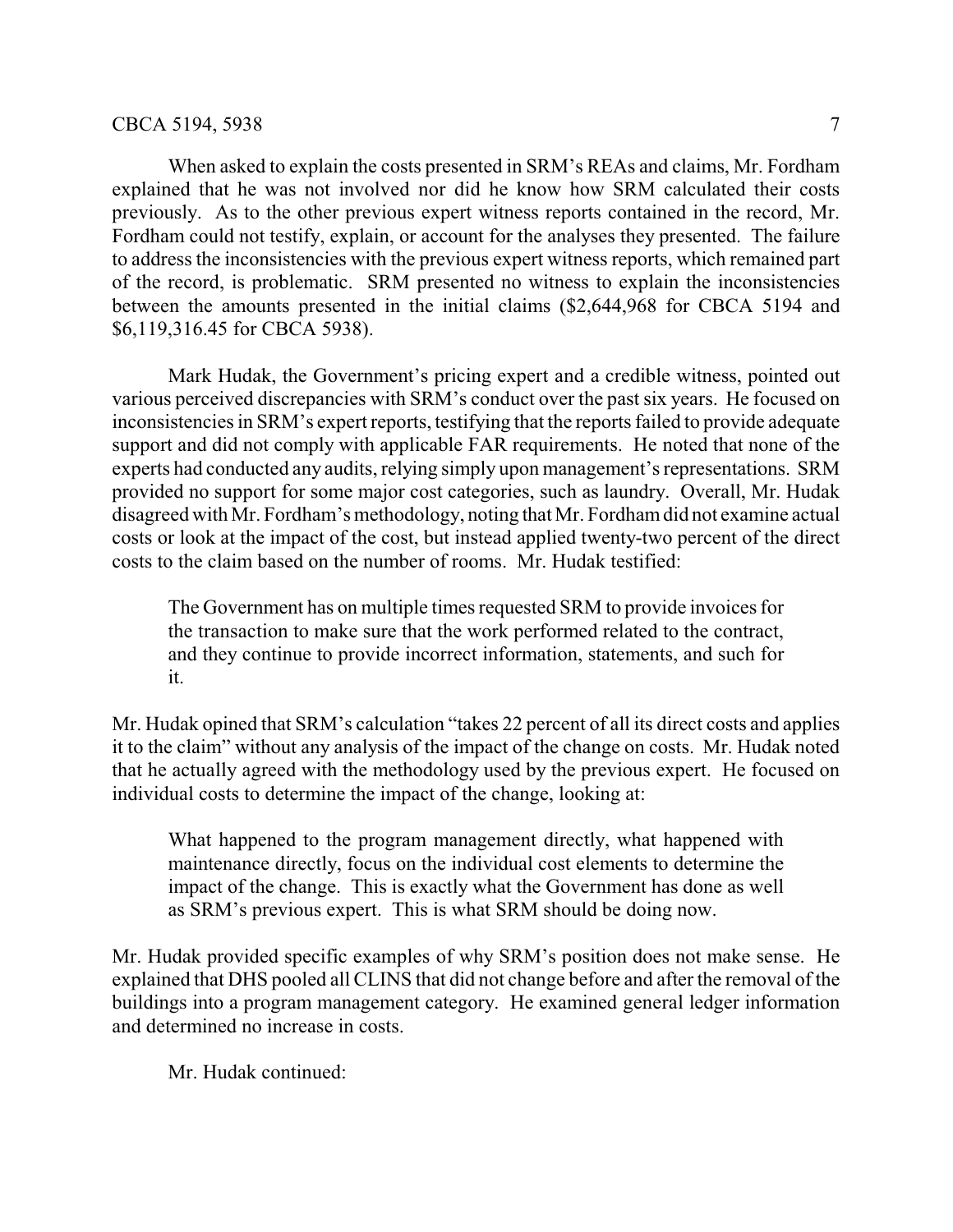When asked to explain the costs presented in SRM's REAs and claims, Mr. Fordham explained that he was not involved nor did he know how SRM calculated their costs previously. As to the other previous expert witness reports contained in the record, Mr. Fordham could not testify, explain, or account for the analyses they presented. The failure to address the inconsistencies with the previous expert witness reports, which remained part of the record, is problematic. SRM presented no witness to explain the inconsistencies between the amounts presented in the initial claims ($2,644,968 for CBCA 5194 and $6,119,316.45 for CBCA 5938).

Mark Hudak, the Government's pricing expert and a credible witness, pointed out various perceived discrepancies with SRM's conduct over the past six years. He focused on inconsistencies in SRM's expert reports, testifying that the reports failed to provide adequate support and did not comply with applicable FAR requirements. He noted that none of the experts had conducted any audits, relying simply upon management's representations. SRM provided no support for some major cost categories, such as laundry. Overall, Mr. Hudak disagreed with Mr. Fordham's methodology, noting that Mr. Fordham did not examine actual costs or look at the impact of the cost, but instead applied twenty-two percent of the direct costs to the claim based on the number of rooms. Mr. Hudak testified:

> The Government has on multiple times requested SRM to provide invoices for the transaction to make sure that the work performed related to the contract, and they continue to provide incorrect information, statements, and such for it.

Mr. Hudak opined that SRM's calculation "takes 22 percent of all its direct costs and applies it to the claim" without any analysis of the impact of the change on costs. Mr. Hudak noted that he actually agreed with the methodology used by the previous expert. He focused on individual costs to determine the impact of the change, looking at:

> What happened to the program management directly, what happened with maintenance directly, focus on the individual cost elements to determine the impact of the change. This is exactly what the Government has done as well as SRM's previous expert. This is what SRM should be doing now.

Mr. Hudak provided specific examples of why SRM's position does not make sense. He explained that DHS pooled all CLINS that did not change before and after the removal of the buildings into a program management category. He examined general ledger information and determined no increase in costs.

Mr. Hudak continued: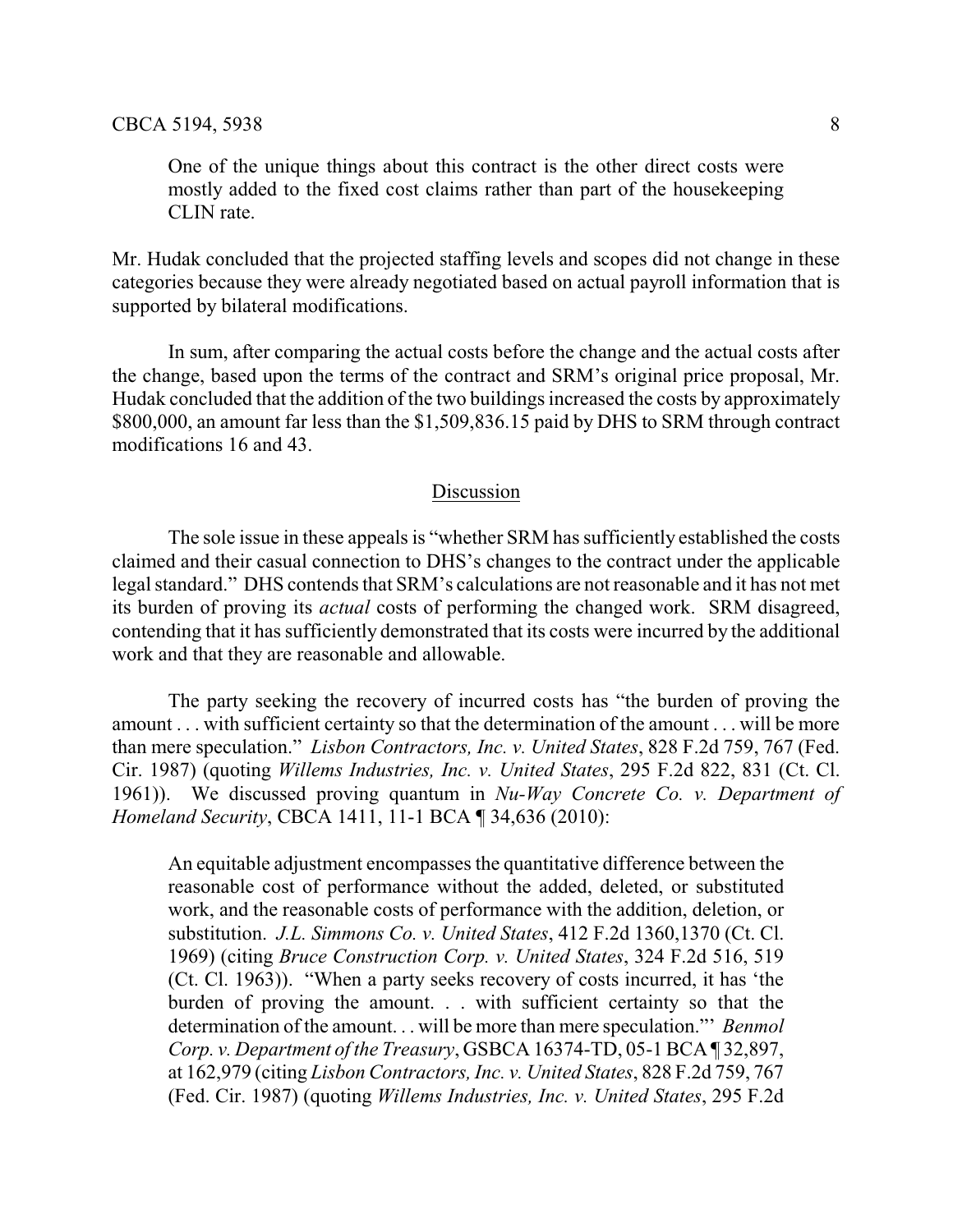> One of the unique things about this contract is the other direct costs were mostly added to the fixed cost claims rather than part of the housekeeping CLIN rate.

Mr. Hudak concluded that the projected staffing levels and scopes did not change in these categories because they were already negotiated based on actual payroll information that is supported by bilateral modifications.

In sum, after comparing the actual costs before the change and the actual costs after the change, based upon the terms of the contract and SRM's original price proposal, Mr. Hudak concluded that the addition of the two buildings increased the costs by approximately $800,000, an amount far less than the $1,509,836.15 paid by DHS to SRM through contract modifications 16 and 43.

## Discussion

The sole issue in these appeals is "whether SRM has sufficiently established the costs claimed and their casual connection to DHS's changes to the contract under the applicable legal standard." DHS contends that SRM's calculations are not reasonable and it has not met its burden of proving its *actual* costs of performing the changed work. SRM disagreed, contending that it has sufficiently demonstrated that its costs were incurred by the additional work and that they are reasonable and allowable.

The party seeking the recovery of incurred costs has "the burden of proving the amount . . . with sufficient certainty so that the determination of the amount . . . will be more than mere speculation." *Lisbon Contractors, Inc. v. United States*, 828 F.2d 759, 767 (Fed. Cir. 1987) (quoting *Willems Industries, Inc. v. United States*, 295 F.2d 822, 831 (Ct. Cl. 1961)). We discussed proving quantum in *Nu-Way Concrete Co. v. Department of Homeland Security*, CBCA 1411, 11-1 BCA ¶ 34,636 (2010):

> An equitable adjustment encompasses the quantitative difference between the reasonable cost of performance without the added, deleted, or substituted work, and the reasonable costs of performance with the addition, deletion, or substitution. *J.L. Simmons Co. v. United States*, 412 F.2d 1360,1370 (Ct. Cl. 1969) (citing *Bruce Construction Corp. v. United States*, 324 F.2d 516, 519 (Ct. Cl. 1963)). "When a party seeks recovery of costs incurred, it has 'the burden of proving the amount. . . with sufficient certainty so that the determination of the amount. . . will be more than mere speculation."' *Benmol Corp. v. Department of the Treasury*, GSBCA 16374-TD, 05-1 BCA ¶ 32,897, at 162,979 (citing *Lisbon Contractors, Inc. v. United States*, 828 F.2d 759, 767 (Fed. Cir. 1987) (quoting *Willems Industries, Inc. v. United States*, 295 F.2d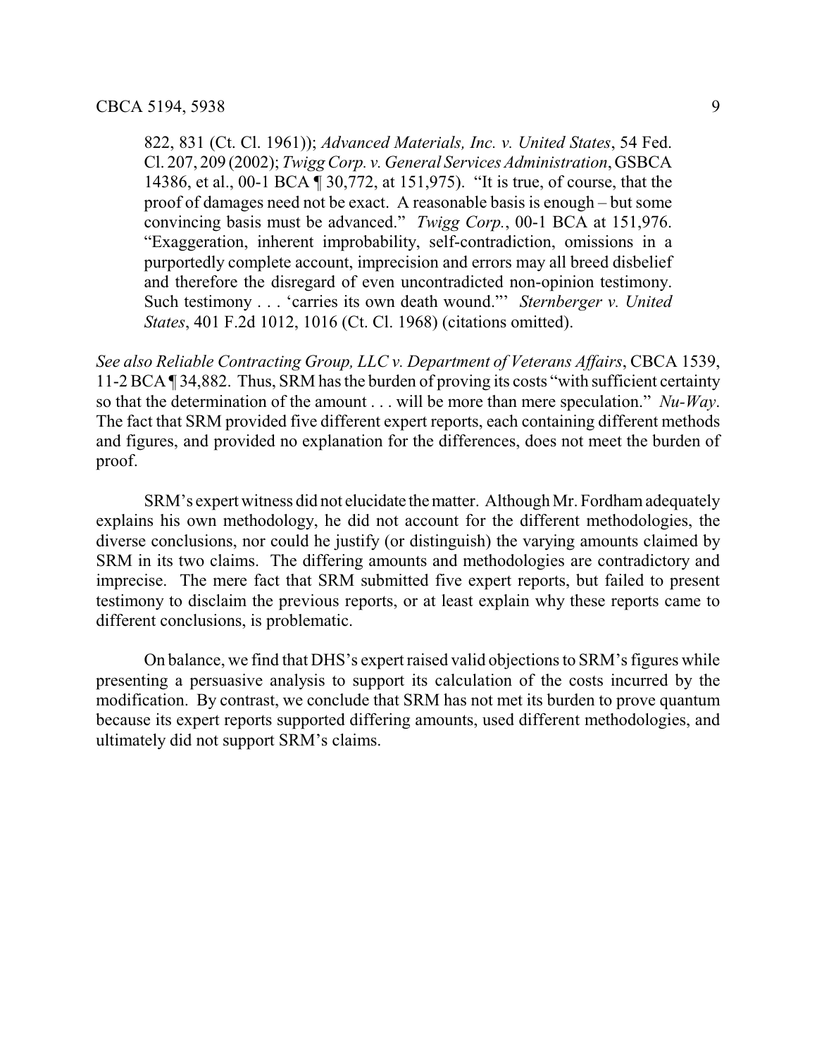> 822, 831 (Ct. Cl. 1961)); *Advanced Materials, Inc. v. United States*, 54 Fed. Cl. 207, 209 (2002); *Twigg Corp. v. General Services Administration*, GSBCA 14386, et al., 00-1 BCA ¶ 30,772, at 151,975). "It is true, of course, that the proof of damages need not be exact. A reasonable basis is enough – but some convincing basis must be advanced." *Twigg Corp.*, 00-1 BCA at 151,976. "Exaggeration, inherent improbability, self-contradiction, omissions in a purportedly complete account, imprecision and errors may all breed disbelief and therefore the disregard of even uncontradicted non-opinion testimony. Such testimony . . . 'carries its own death wound.'" *Sternberger v. United States*, 401 F.2d 1012, 1016 (Ct. Cl. 1968) (citations omitted).

*See also Reliable Contracting Group, LLC v. Department of Veterans Affairs*, CBCA 1539, 11-2 BCA ¶ 34,882. Thus, SRM has the burden of proving its costs "with sufficient certainty so that the determination of the amount . . . will be more than mere speculation." *Nu-Way*. The fact that SRM provided five different expert reports, each containing different methods and figures, and provided no explanation for the differences, does not meet the burden of proof.

SRM's expert witness did not elucidate the matter. Although Mr. Fordham adequately explains his own methodology, he did not account for the different methodologies, the diverse conclusions, nor could he justify (or distinguish) the varying amounts claimed by SRM in its two claims. The differing amounts and methodologies are contradictory and imprecise. The mere fact that SRM submitted five expert reports, but failed to present testimony to disclaim the previous reports, or at least explain why these reports came to different conclusions, is problematic.

On balance, we find that DHS's expert raised valid objections to SRM's figures while presenting a persuasive analysis to support its calculation of the costs incurred by the modification. By contrast, we conclude that SRM has not met its burden to prove quantum because its expert reports supported differing amounts, used different methodologies, and ultimately did not support SRM's claims.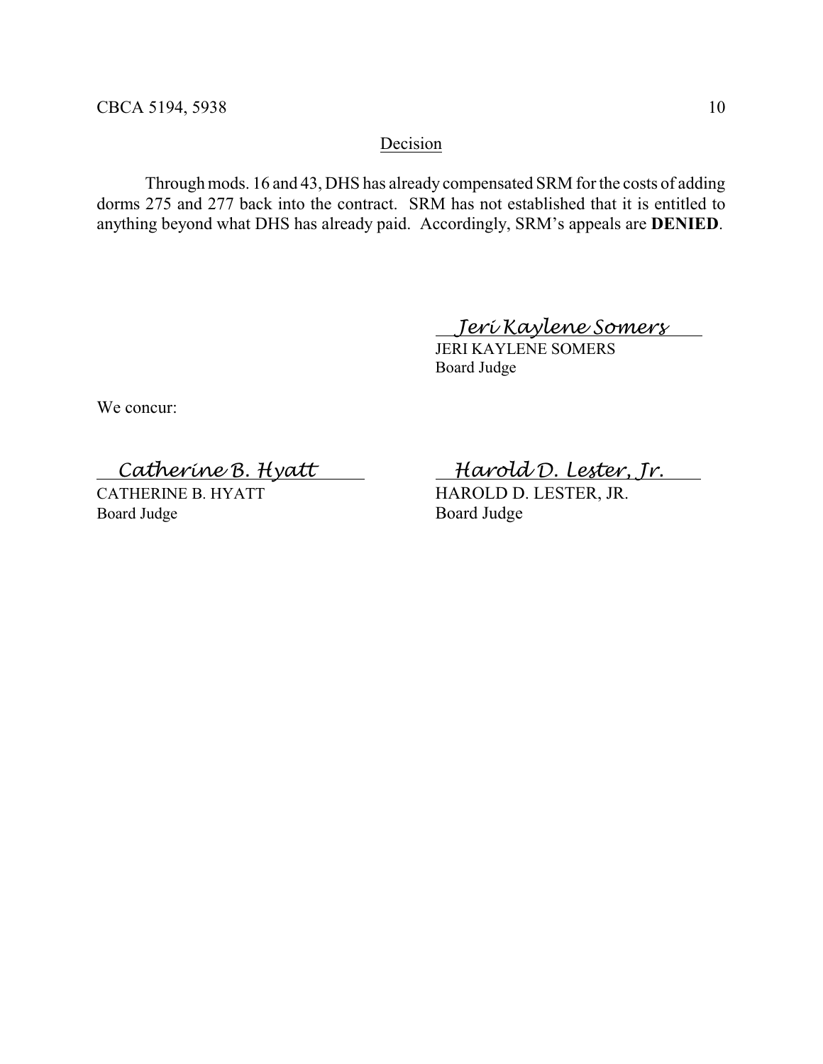## Decision

Through mods. 16 and 43, DHS has already compensated SRM for the costs of adding dorms 275 and 277 back into the contract. SRM has not established that it is entitled to anything beyond what DHS has already paid. Accordingly, SRM's appeals are **DENIED**.

*Jeri Kaylene Somers*
JERI KAYLENE SOMERS
Board Judge

We concur:

*Catherine B. Hyatt*
CATHERINE B. HYATT
Board Judge

*Harold D. Lester, Jr.*
HAROLD D. LESTER, JR.
Board Judge